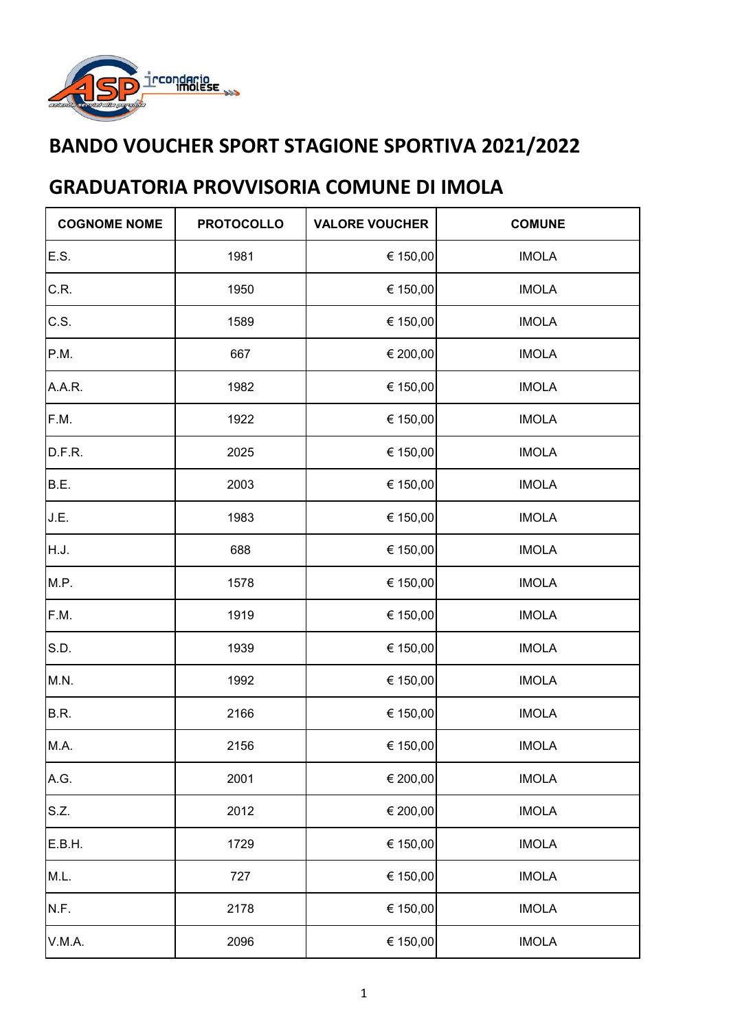# BANDO VOUCHER SPORT STAGIONE SPORTIVA 2021/2022

## GRADUATORIA PROVVISORIA COMUNE DI IMOLA

| COGNOME NOME | PROTOCOLLO | VALORE VOUCHER | COMUNE |
|---|---|---|---|
| E.S. | 1981 | € 150,00 | IMOLA |
| C.R. | 1950 | € 150,00 | IMOLA |
| C.S. | 1589 | € 150,00 | IMOLA |
| P.M. | 667 | € 200,00 | IMOLA |
| A.A.R. | 1982 | € 150,00 | IMOLA |
| F.M. | 1922 | € 150,00 | IMOLA |
| D.F.R. | 2025 | € 150,00 | IMOLA |
| B.E. | 2003 | € 150,00 | IMOLA |
| J.E. | 1983 | € 150,00 | IMOLA |
| H.J. | 688 | € 150,00 | IMOLA |
| M.P. | 1578 | € 150,00 | IMOLA |
| F.M. | 1919 | € 150,00 | IMOLA |
| S.D. | 1939 | € 150,00 | IMOLA |
| M.N. | 1992 | € 150,00 | IMOLA |
| B.R. | 2166 | € 150,00 | IMOLA |
| M.A. | 2156 | € 150,00 | IMOLA |
| A.G. | 2001 | € 200,00 | IMOLA |
| S.Z. | 2012 | € 200,00 | IMOLA |
| E.B.H. | 1729 | € 150,00 | IMOLA |
| M.L. | 727 | € 150,00 | IMOLA |
| N.F. | 2178 | € 150,00 | IMOLA |
| V.M.A. | 2096 | € 150,00 | IMOLA |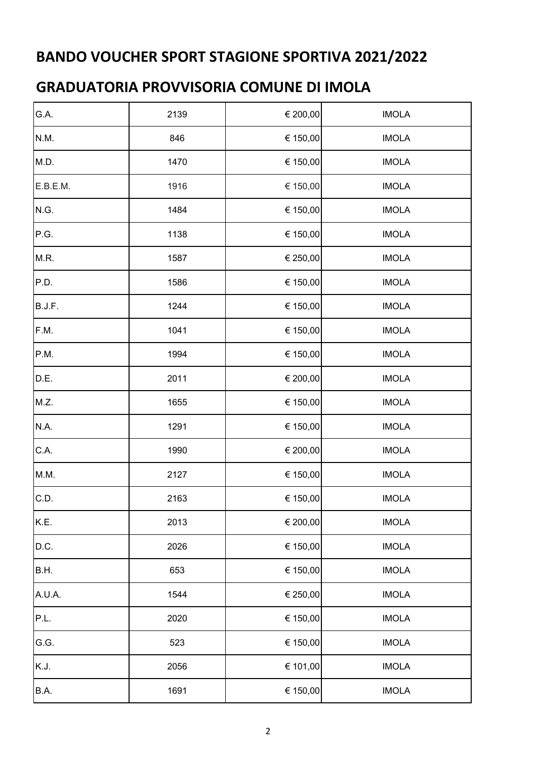# BANDO VOUCHER SPORT STAGIONE SPORTIVA 2021/2022

## GRADUATORIA PROVVISORIA COMUNE DI IMOLA

| | | | |
|---|---|---|---|
| G.A. | 2139 | € 200,00 | IMOLA |
| N.M. | 846 | € 150,00 | IMOLA |
| M.D. | 1470 | € 150,00 | IMOLA |
| E.B.E.M. | 1916 | € 150,00 | IMOLA |
| N.G. | 1484 | € 150,00 | IMOLA |
| P.G. | 1138 | € 150,00 | IMOLA |
| M.R. | 1587 | € 250,00 | IMOLA |
| P.D. | 1586 | € 150,00 | IMOLA |
| B.J.F. | 1244 | € 150,00 | IMOLA |
| F.M. | 1041 | € 150,00 | IMOLA |
| P.M. | 1994 | € 150,00 | IMOLA |
| D.E. | 2011 | € 200,00 | IMOLA |
| M.Z. | 1655 | € 150,00 | IMOLA |
| N.A. | 1291 | € 150,00 | IMOLA |
| C.A. | 1990 | € 200,00 | IMOLA |
| M.M. | 2127 | € 150,00 | IMOLA |
| C.D. | 2163 | € 150,00 | IMOLA |
| K.E. | 2013 | € 200,00 | IMOLA |
| D.C. | 2026 | € 150,00 | IMOLA |
| B.H. | 653 | € 150,00 | IMOLA |
| A.U.A. | 1544 | € 250,00 | IMOLA |
| P.L. | 2020 | € 150,00 | IMOLA |
| G.G. | 523 | € 150,00 | IMOLA |
| K.J. | 2056 | € 101,00 | IMOLA |
| B.A. | 1691 | € 150,00 | IMOLA |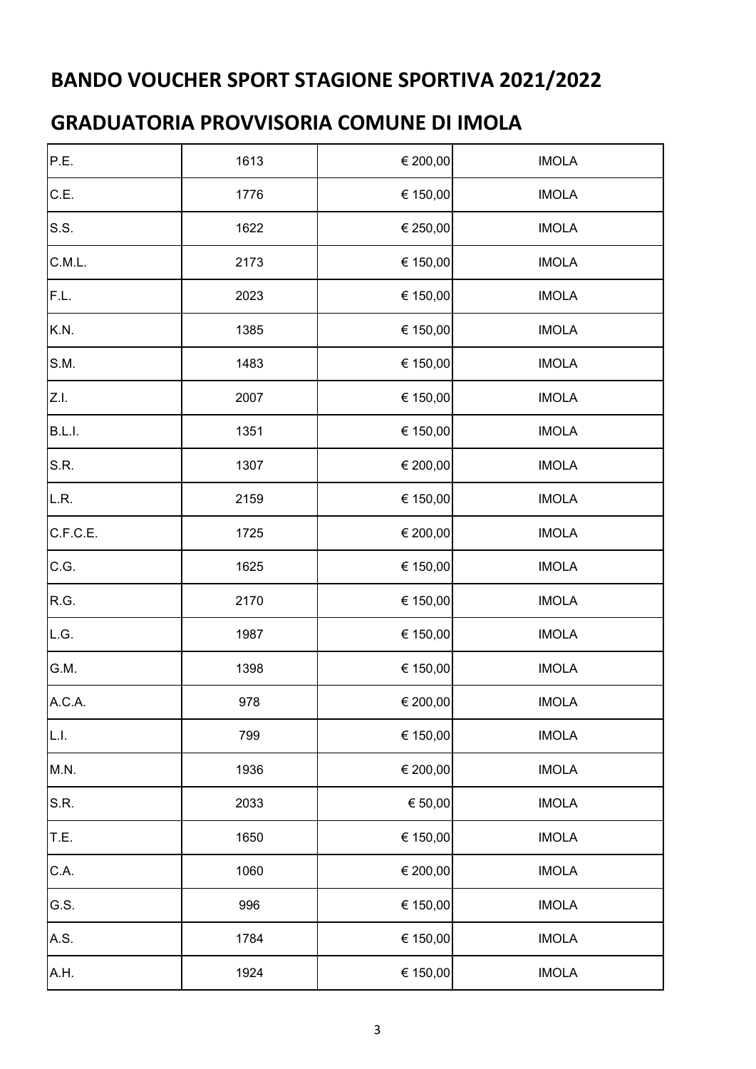## BANDO VOUCHER SPORT STAGIONE SPORTIVA 2021/2022

## GRADUATORIA PROVVISORIA COMUNE DI IMOLA

| | | | |
|---|---|---|---|
| P.E. | 1613 | € 200,00 | IMOLA |
| C.E. | 1776 | € 150,00 | IMOLA |
| S.S. | 1622 | € 250,00 | IMOLA |
| C.M.L. | 2173 | € 150,00 | IMOLA |
| F.L. | 2023 | € 150,00 | IMOLA |
| K.N. | 1385 | € 150,00 | IMOLA |
| S.M. | 1483 | € 150,00 | IMOLA |
| Z.I. | 2007 | € 150,00 | IMOLA |
| B.L.I. | 1351 | € 150,00 | IMOLA |
| S.R. | 1307 | € 200,00 | IMOLA |
| L.R. | 2159 | € 150,00 | IMOLA |
| C.F.C.E. | 1725 | € 200,00 | IMOLA |
| C.G. | 1625 | € 150,00 | IMOLA |
| R.G. | 2170 | € 150,00 | IMOLA |
| L.G. | 1987 | € 150,00 | IMOLA |
| G.M. | 1398 | € 150,00 | IMOLA |
| A.C.A. | 978 | € 200,00 | IMOLA |
| L.I. | 799 | € 150,00 | IMOLA |
| M.N. | 1936 | € 200,00 | IMOLA |
| S.R. | 2033 | € 50,00 | IMOLA |
| T.E. | 1650 | € 150,00 | IMOLA |
| C.A. | 1060 | € 200,00 | IMOLA |
| G.S. | 996 | € 150,00 | IMOLA |
| A.S. | 1784 | € 150,00 | IMOLA |
| A.H. | 1924 | € 150,00 | IMOLA |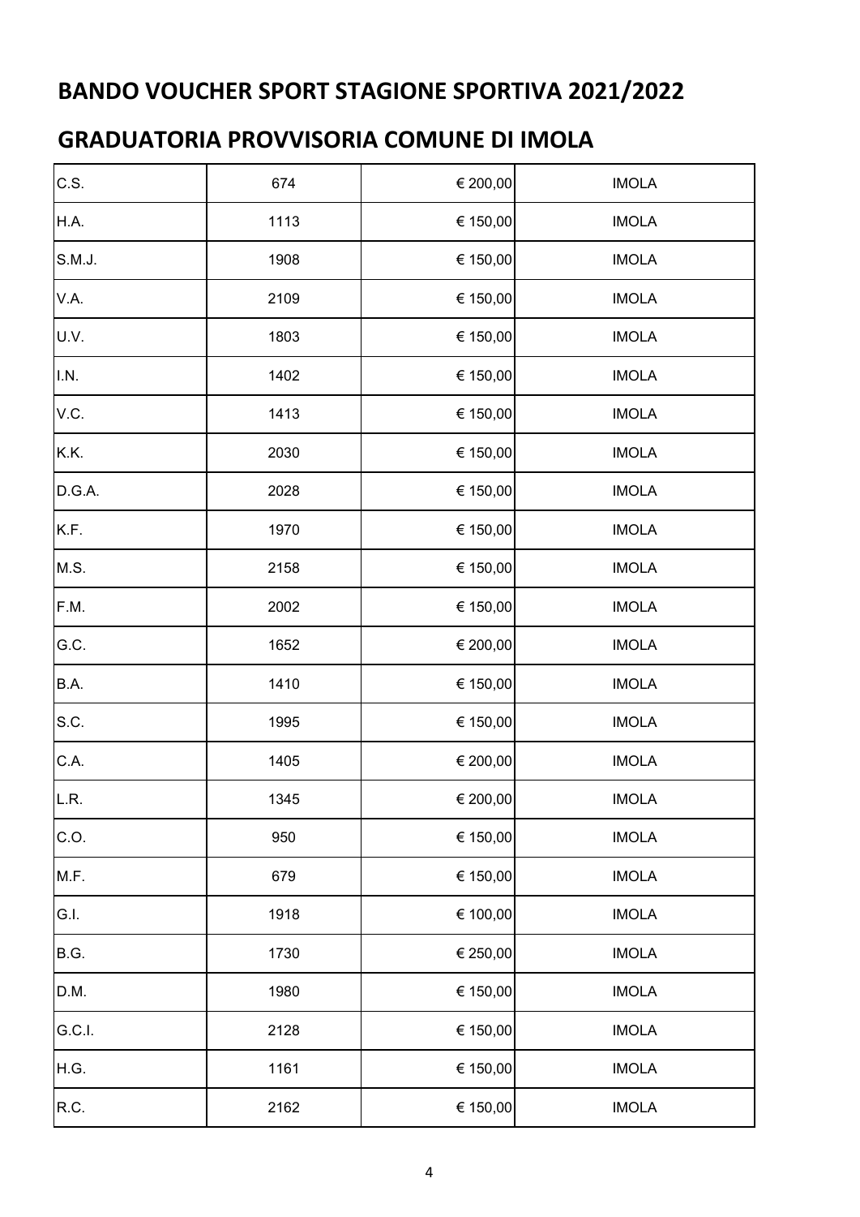# BANDO VOUCHER SPORT STAGIONE SPORTIVA 2021/2022

## GRADUATORIA PROVVISORIA COMUNE DI IMOLA

| | | | |
|---|---|---|---|
| C.S. | 674 | € 200,00 | IMOLA |
| H.A. | 1113 | € 150,00 | IMOLA |
| S.M.J. | 1908 | € 150,00 | IMOLA |
| V.A. | 2109 | € 150,00 | IMOLA |
| U.V. | 1803 | € 150,00 | IMOLA |
| I.N. | 1402 | € 150,00 | IMOLA |
| V.C. | 1413 | € 150,00 | IMOLA |
| K.K. | 2030 | € 150,00 | IMOLA |
| D.G.A. | 2028 | € 150,00 | IMOLA |
| K.F. | 1970 | € 150,00 | IMOLA |
| M.S. | 2158 | € 150,00 | IMOLA |
| F.M. | 2002 | € 150,00 | IMOLA |
| G.C. | 1652 | € 200,00 | IMOLA |
| B.A. | 1410 | € 150,00 | IMOLA |
| S.C. | 1995 | € 150,00 | IMOLA |
| C.A. | 1405 | € 200,00 | IMOLA |
| L.R. | 1345 | € 200,00 | IMOLA |
| C.O. | 950 | € 150,00 | IMOLA |
| M.F. | 679 | € 150,00 | IMOLA |
| G.I. | 1918 | € 100,00 | IMOLA |
| B.G. | 1730 | € 250,00 | IMOLA |
| D.M. | 1980 | € 150,00 | IMOLA |
| G.C.I. | 2128 | € 150,00 | IMOLA |
| H.G. | 1161 | € 150,00 | IMOLA |
| R.C. | 2162 | € 150,00 | IMOLA |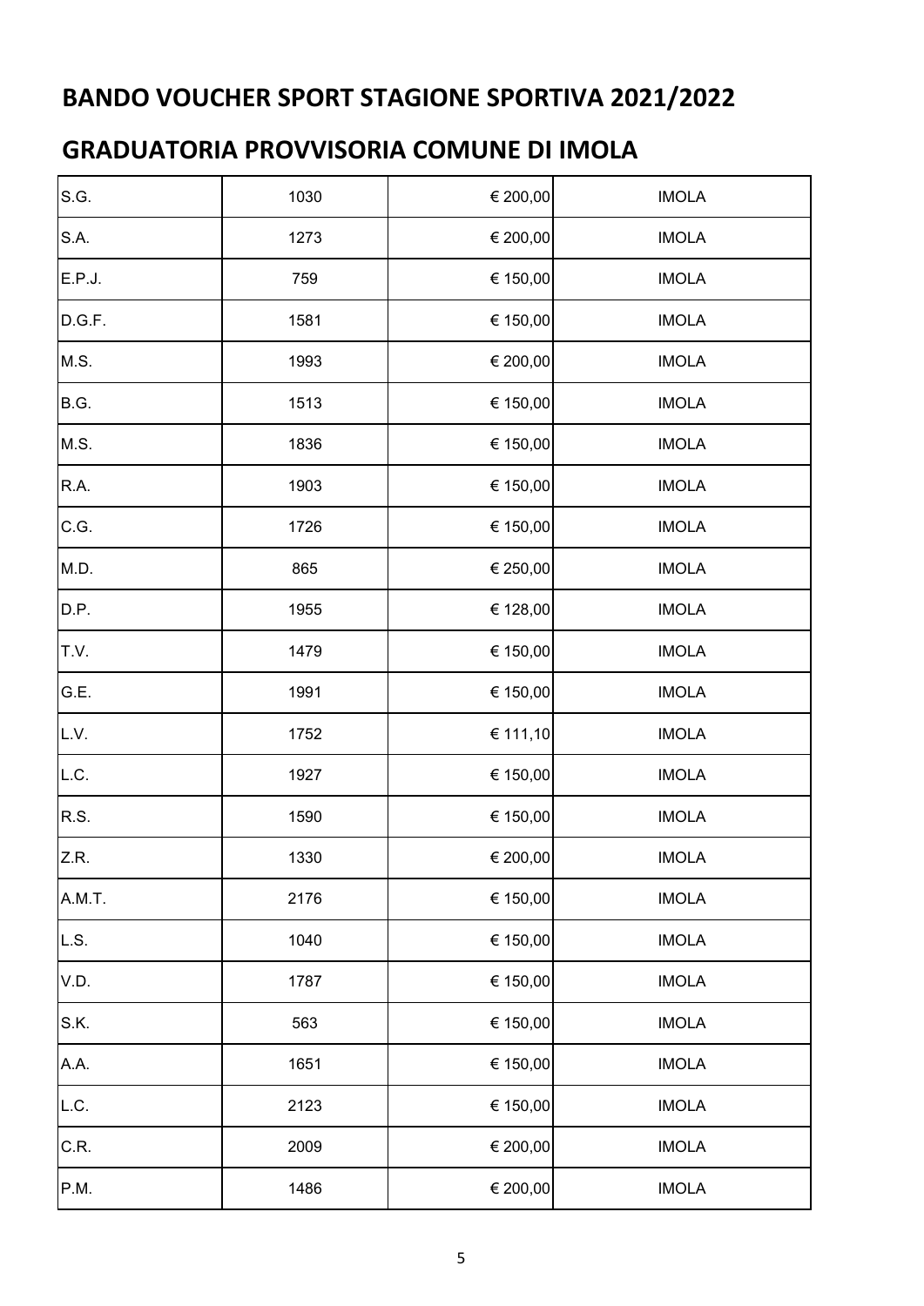# BANDO VOUCHER SPORT STAGIONE SPORTIVA 2021/2022

## GRADUATORIA PROVVISORIA COMUNE DI IMOLA

| | | | |
|---|---|---|---|
| S.G. | 1030 | € 200,00 | IMOLA |
| S.A. | 1273 | € 200,00 | IMOLA |
| E.P.J. | 759 | € 150,00 | IMOLA |
| D.G.F. | 1581 | € 150,00 | IMOLA |
| M.S. | 1993 | € 200,00 | IMOLA |
| B.G. | 1513 | € 150,00 | IMOLA |
| M.S. | 1836 | € 150,00 | IMOLA |
| R.A. | 1903 | € 150,00 | IMOLA |
| C.G. | 1726 | € 150,00 | IMOLA |
| M.D. | 865 | € 250,00 | IMOLA |
| D.P. | 1955 | € 128,00 | IMOLA |
| T.V. | 1479 | € 150,00 | IMOLA |
| G.E. | 1991 | € 150,00 | IMOLA |
| L.V. | 1752 | € 111,10 | IMOLA |
| L.C. | 1927 | € 150,00 | IMOLA |
| R.S. | 1590 | € 150,00 | IMOLA |
| Z.R. | 1330 | € 200,00 | IMOLA |
| A.M.T. | 2176 | € 150,00 | IMOLA |
| L.S. | 1040 | € 150,00 | IMOLA |
| V.D. | 1787 | € 150,00 | IMOLA |
| S.K. | 563 | € 150,00 | IMOLA |
| A.A. | 1651 | € 150,00 | IMOLA |
| L.C. | 2123 | € 150,00 | IMOLA |
| C.R. | 2009 | € 200,00 | IMOLA |
| P.M. | 1486 | € 200,00 | IMOLA |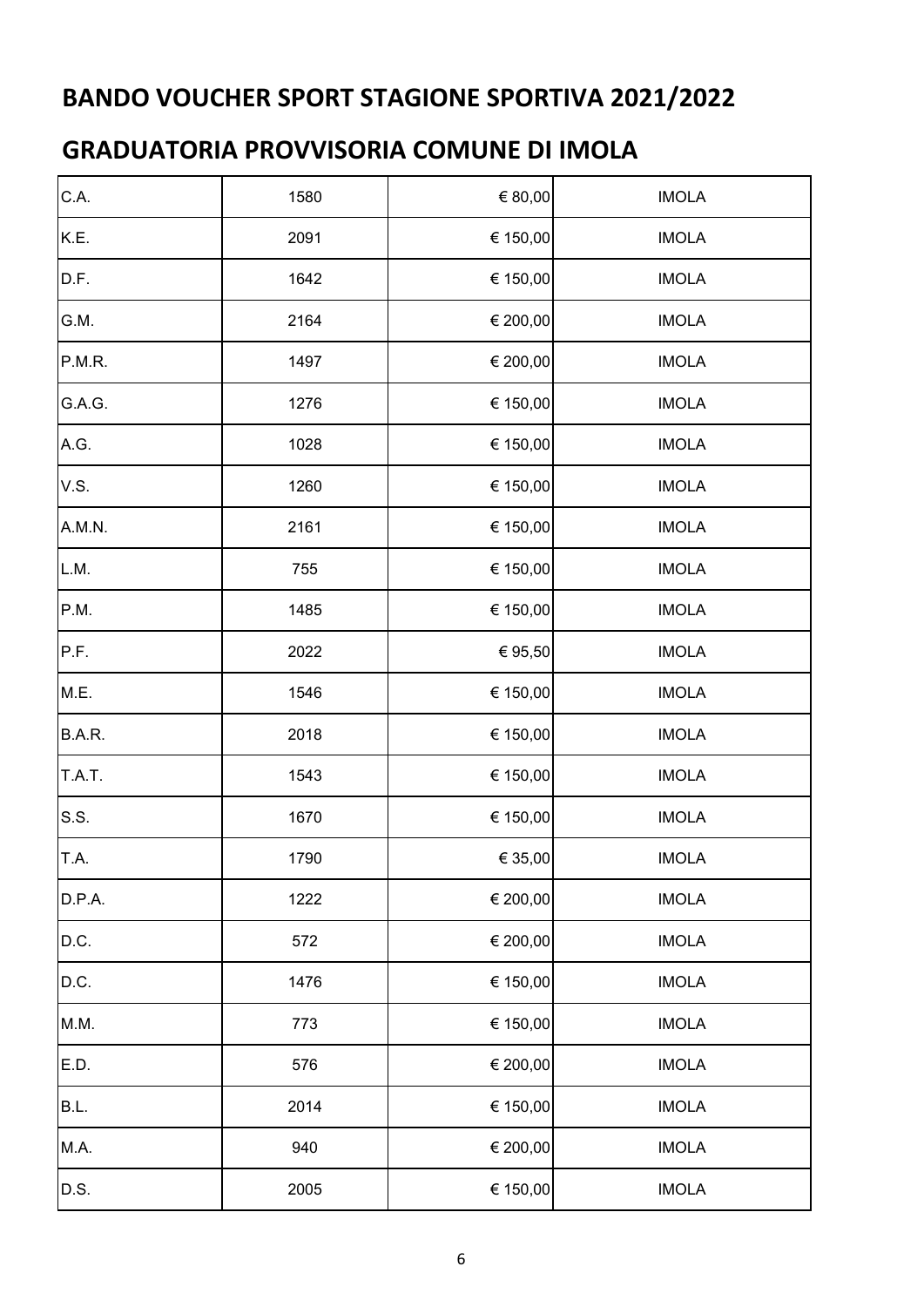# BANDO VOUCHER SPORT STAGIONE SPORTIVA 2021/2022

## GRADUATORIA PROVVISORIA COMUNE DI IMOLA

| | | | |
|---|---|---|---|
| C.A. | 1580 | € 80,00 | IMOLA |
| K.E. | 2091 | € 150,00 | IMOLA |
| D.F. | 1642 | € 150,00 | IMOLA |
| G.M. | 2164 | € 200,00 | IMOLA |
| P.M.R. | 1497 | € 200,00 | IMOLA |
| G.A.G. | 1276 | € 150,00 | IMOLA |
| A.G. | 1028 | € 150,00 | IMOLA |
| V.S. | 1260 | € 150,00 | IMOLA |
| A.M.N. | 2161 | € 150,00 | IMOLA |
| L.M. | 755 | € 150,00 | IMOLA |
| P.M. | 1485 | € 150,00 | IMOLA |
| P.F. | 2022 | € 95,50 | IMOLA |
| M.E. | 1546 | € 150,00 | IMOLA |
| B.A.R. | 2018 | € 150,00 | IMOLA |
| T.A.T. | 1543 | € 150,00 | IMOLA |
| S.S. | 1670 | € 150,00 | IMOLA |
| T.A. | 1790 | € 35,00 | IMOLA |
| D.P.A. | 1222 | € 200,00 | IMOLA |
| D.C. | 572 | € 200,00 | IMOLA |
| D.C. | 1476 | € 150,00 | IMOLA |
| M.M. | 773 | € 150,00 | IMOLA |
| E.D. | 576 | € 200,00 | IMOLA |
| B.L. | 2014 | € 150,00 | IMOLA |
| M.A. | 940 | € 200,00 | IMOLA |
| D.S. | 2005 | € 150,00 | IMOLA |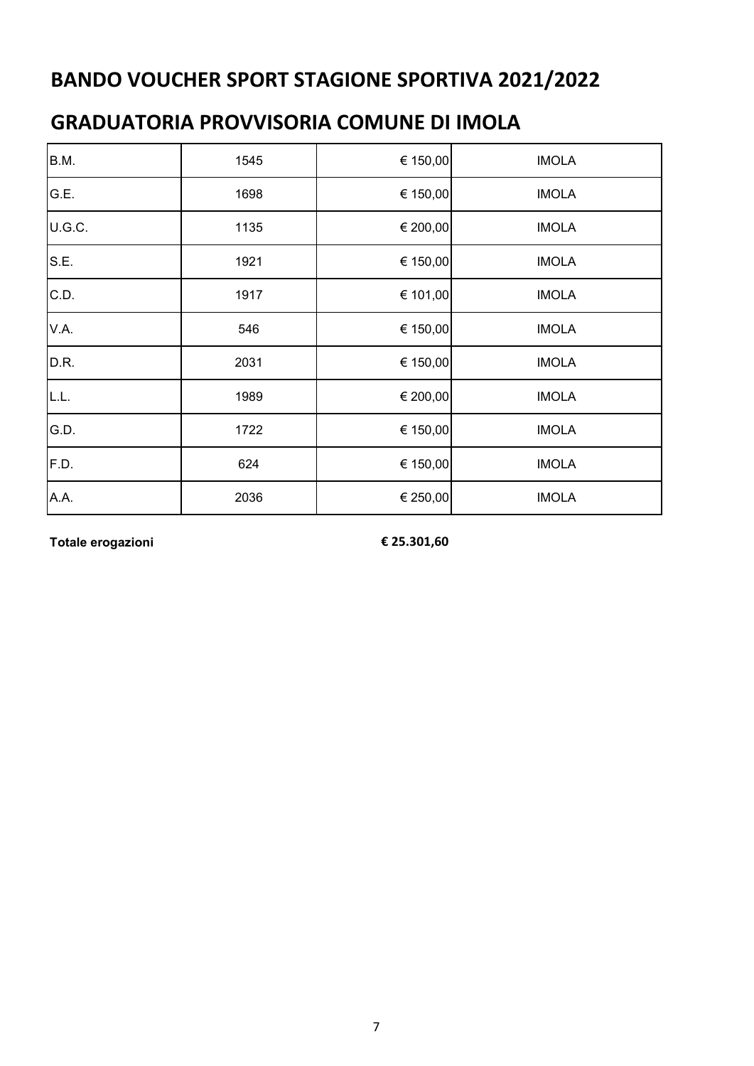## BANDO VOUCHER SPORT STAGIONE SPORTIVA 2021/2022

## GRADUATORIA PROVVISORIA COMUNE DI IMOLA

| | | | |
|---|---|---|---|
| B.M. | 1545 | € 150,00 | IMOLA |
| G.E. | 1698 | € 150,00 | IMOLA |
| U.G.C. | 1135 | € 200,00 | IMOLA |
| S.E. | 1921 | € 150,00 | IMOLA |
| C.D. | 1917 | € 101,00 | IMOLA |
| V.A. | 546 | € 150,00 | IMOLA |
| D.R. | 2031 | € 150,00 | IMOLA |
| L.L. | 1989 | € 200,00 | IMOLA |
| G.D. | 1722 | € 150,00 | IMOLA |
| F.D. | 624 | € 150,00 | IMOLA |
| A.A. | 2036 | € 250,00 | IMOLA |

**Totale erogazioni** **€ 25.301,60**